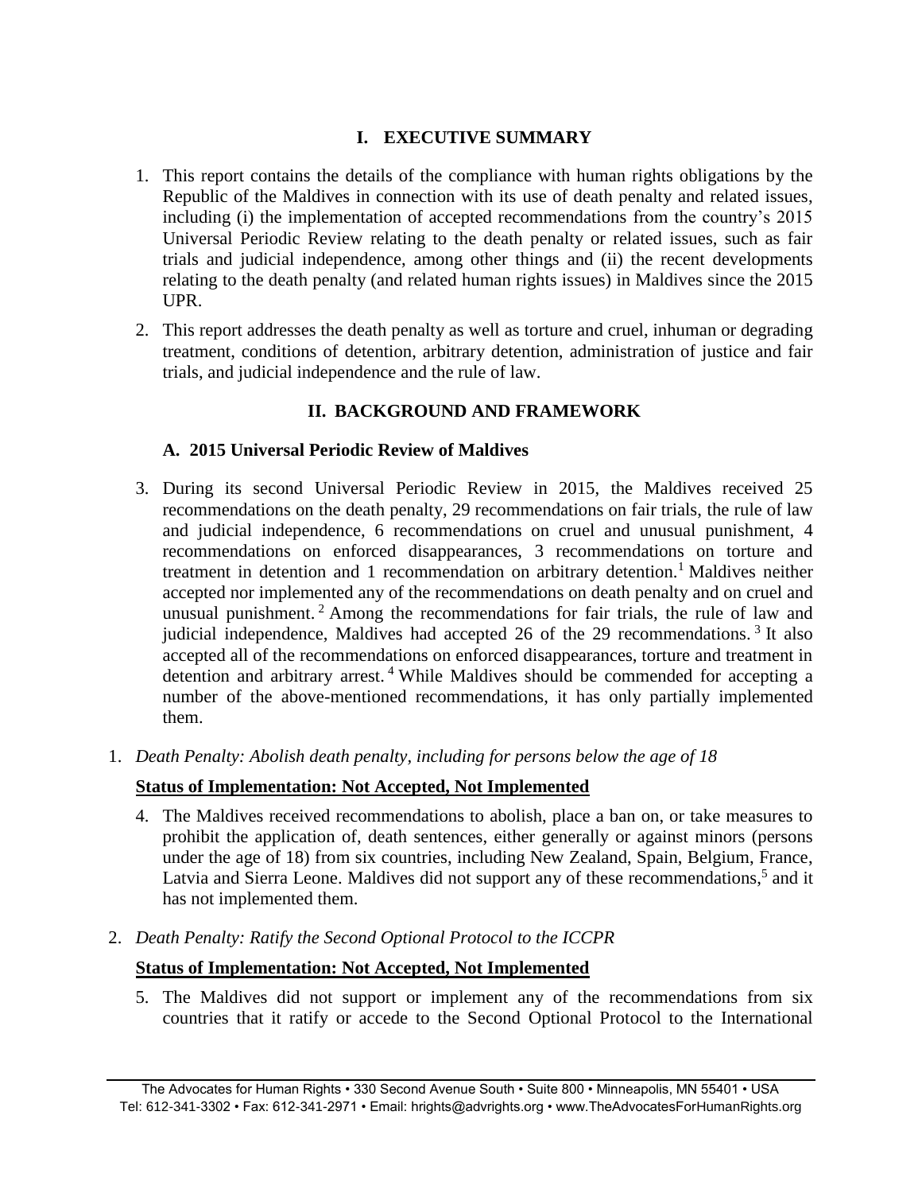## I. EXECUTIVE SUMMARY

1. This report contains the details of the compliance with human rights obligations by the Republic of the Maldives in connection with its use of death penalty and related issues, including (i) the implementation of accepted recommendations from the country's 2015 Universal Periodic Review relating to the death penalty or related issues, such as fair trials and judicial independence, among other things and (ii) the recent developments relating to the death penalty (and related human rights issues) in Maldives since the 2015 UPR.

2. This report addresses the death penalty as well as torture and cruel, inhuman or degrading treatment, conditions of detention, arbitrary detention, administration of justice and fair trials, and judicial independence and the rule of law.

## II. BACKGROUND AND FRAMEWORK

### A. 2015 Universal Periodic Review of Maldives

3. During its second Universal Periodic Review in 2015, the Maldives received 25 recommendations on the death penalty, 29 recommendations on fair trials, the rule of law and judicial independence, 6 recommendations on cruel and unusual punishment, 4 recommendations on enforced disappearances, 3 recommendations on torture and treatment in detention and 1 recommendation on arbitrary detention.[1] Maldives neither accepted nor implemented any of the recommendations on death penalty and on cruel and unusual punishment.[2] Among the recommendations for fair trials, the rule of law and judicial independence, Maldives had accepted 26 of the 29 recommendations.[3] It also accepted all of the recommendations on enforced disappearances, torture and treatment in detention and arbitrary arrest.[4] While Maldives should be commended for accepting a number of the above-mentioned recommendations, it has only partially implemented them.

1. *Death Penalty: Abolish death penalty, including for persons below the age of 18*

**Status of Implementation: Not Accepted, Not Implemented**

4. The Maldives received recommendations to abolish, place a ban on, or take measures to prohibit the application of, death sentences, either generally or against minors (persons under the age of 18) from six countries, including New Zealand, Spain, Belgium, France, Latvia and Sierra Leone. Maldives did not support any of these recommendations,[5] and it has not implemented them.

2. *Death Penalty: Ratify the Second Optional Protocol to the ICCPR*

**Status of Implementation: Not Accepted, Not Implemented**

5. The Maldives did not support or implement any of the recommendations from six countries that it ratify or accede to the Second Optional Protocol to the International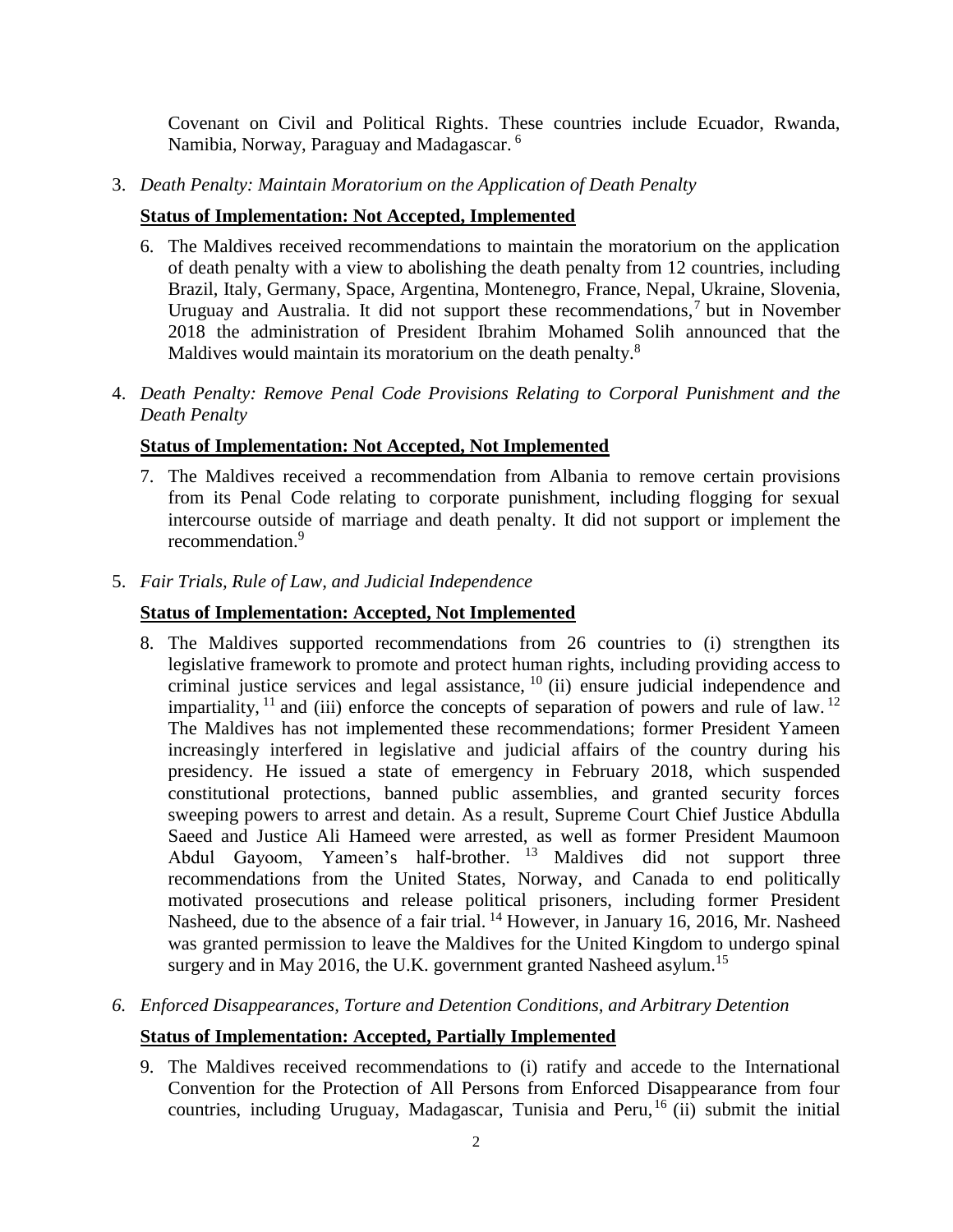Covenant on Civil and Political Rights. These countries include Ecuador, Rwanda, Namibia, Norway, Paraguay and Madagascar.[6]

3. *Death Penalty: Maintain Moratorium on the Application of Death Penalty*

**Status of Implementation: Not Accepted, Implemented**

6. The Maldives received recommendations to maintain the moratorium on the application of death penalty with a view to abolishing the death penalty from 12 countries, including Brazil, Italy, Germany, Space, Argentina, Montenegro, France, Nepal, Ukraine, Slovenia, Uruguay and Australia. It did not support these recommendations,[7] but in November 2018 the administration of President Ibrahim Mohamed Solih announced that the Maldives would maintain its moratorium on the death penalty.[8]

4. *Death Penalty: Remove Penal Code Provisions Relating to Corporal Punishment and the Death Penalty*

**Status of Implementation: Not Accepted, Not Implemented**

7. The Maldives received a recommendation from Albania to remove certain provisions from its Penal Code relating to corporate punishment, including flogging for sexual intercourse outside of marriage and death penalty. It did not support or implement the recommendation.[9]

5. *Fair Trials, Rule of Law, and Judicial Independence*

**Status of Implementation: Accepted, Not Implemented**

8. The Maldives supported recommendations from 26 countries to (i) strengthen its legislative framework to promote and protect human rights, including providing access to criminal justice services and legal assistance,[10] (ii) ensure judicial independence and impartiality,[11] and (iii) enforce the concepts of separation of powers and rule of law.[12] The Maldives has not implemented these recommendations; former President Yameen increasingly interfered in legislative and judicial affairs of the country during his presidency. He issued a state of emergency in February 2018, which suspended constitutional protections, banned public assemblies, and granted security forces sweeping powers to arrest and detain. As a result, Supreme Court Chief Justice Abdulla Saeed and Justice Ali Hameed were arrested, as well as former President Maumoon Abdul Gayoom, Yameen's half-brother.[13] Maldives did not support three recommendations from the United States, Norway, and Canada to end politically motivated prosecutions and release political prisoners, including former President Nasheed, due to the absence of a fair trial.[14] However, in January 16, 2016, Mr. Nasheed was granted permission to leave the Maldives for the United Kingdom to undergo spinal surgery and in May 2016, the U.K. government granted Nasheed asylum.[15]

6. *Enforced Disappearances, Torture and Detention Conditions, and Arbitrary Detention*

**Status of Implementation: Accepted, Partially Implemented**

9. The Maldives received recommendations to (i) ratify and accede to the International Convention for the Protection of All Persons from Enforced Disappearance from four countries, including Uruguay, Madagascar, Tunisia and Peru,[16] (ii) submit the initial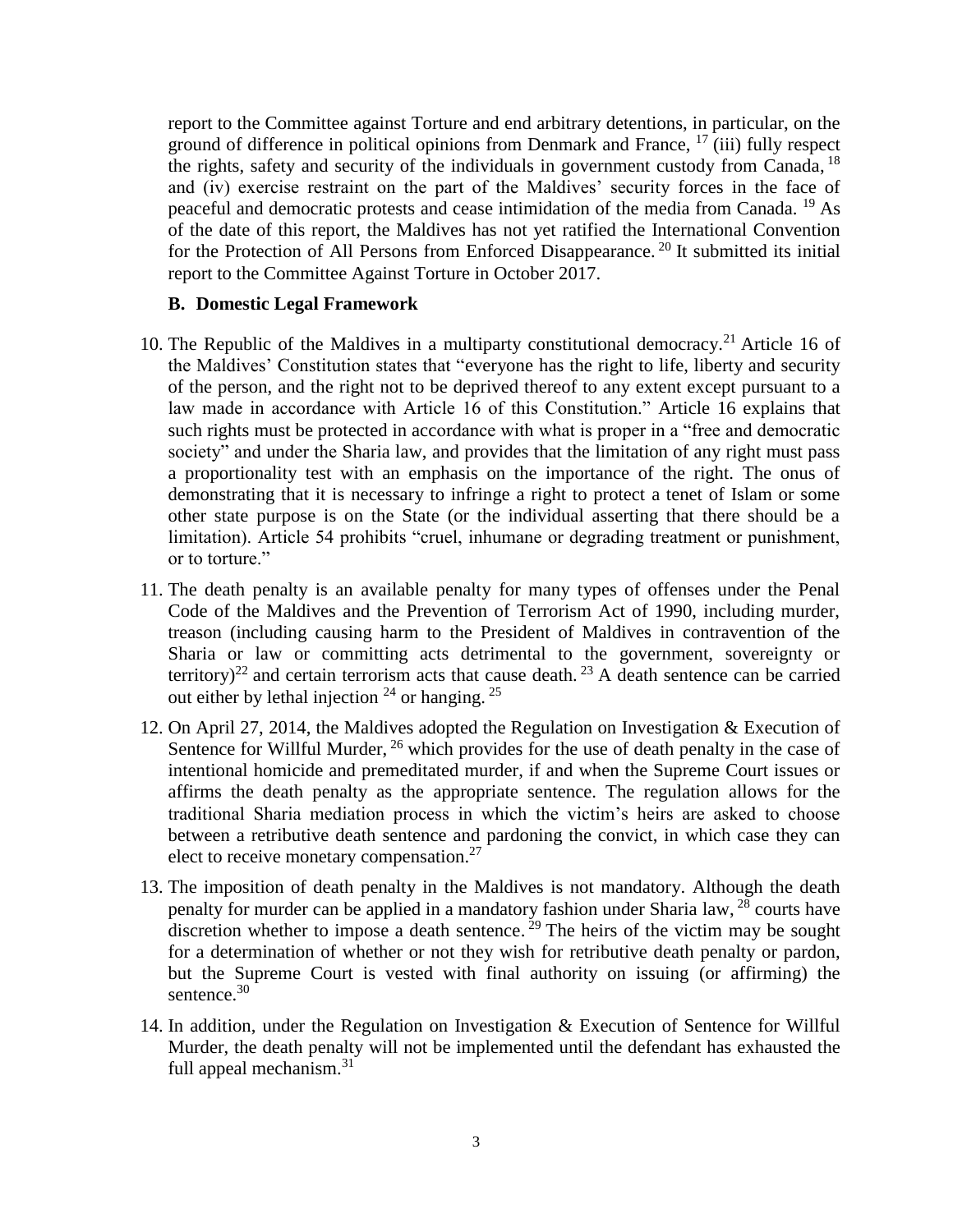report to the Committee against Torture and end arbitrary detentions, in particular, on the ground of difference in political opinions from Denmark and France, [17] (iii) fully respect the rights, safety and security of the individuals in government custody from Canada, [18] and (iv) exercise restraint on the part of the Maldives' security forces in the face of peaceful and democratic protests and cease intimidation of the media from Canada. [19] As of the date of this report, the Maldives has not yet ratified the International Convention for the Protection of All Persons from Enforced Disappearance. [20] It submitted its initial report to the Committee Against Torture in October 2017.

### B. Domestic Legal Framework

10. The Republic of the Maldives in a multiparty constitutional democracy.[21] Article 16 of the Maldives' Constitution states that "everyone has the right to life, liberty and security of the person, and the right not to be deprived thereof to any extent except pursuant to a law made in accordance with Article 16 of this Constitution." Article 16 explains that such rights must be protected in accordance with what is proper in a "free and democratic society" and under the Sharia law, and provides that the limitation of any right must pass a proportionality test with an emphasis on the importance of the right. The onus of demonstrating that it is necessary to infringe a right to protect a tenet of Islam or some other state purpose is on the State (or the individual asserting that there should be a limitation). Article 54 prohibits "cruel, inhumane or degrading treatment or punishment, or to torture."

11. The death penalty is an available penalty for many types of offenses under the Penal Code of the Maldives and the Prevention of Terrorism Act of 1990, including murder, treason (including causing harm to the President of Maldives in contravention of the Sharia or law or committing acts detrimental to the government, sovereignty or territory)[22] and certain terrorism acts that cause death. [23] A death sentence can be carried out either by lethal injection [24] or hanging. [25]

12. On April 27, 2014, the Maldives adopted the Regulation on Investigation & Execution of Sentence for Willful Murder, [26] which provides for the use of death penalty in the case of intentional homicide and premeditated murder, if and when the Supreme Court issues or affirms the death penalty as the appropriate sentence. The regulation allows for the traditional Sharia mediation process in which the victim's heirs are asked to choose between a retributive death sentence and pardoning the convict, in which case they can elect to receive monetary compensation.[27]

13. The imposition of death penalty in the Maldives is not mandatory. Although the death penalty for murder can be applied in a mandatory fashion under Sharia law, [28] courts have discretion whether to impose a death sentence. [29] The heirs of the victim may be sought for a determination of whether or not they wish for retributive death penalty or pardon, but the Supreme Court is vested with final authority on issuing (or affirming) the sentence.[30]

14. In addition, under the Regulation on Investigation & Execution of Sentence for Willful Murder, the death penalty will not be implemented until the defendant has exhausted the full appeal mechanism.[31]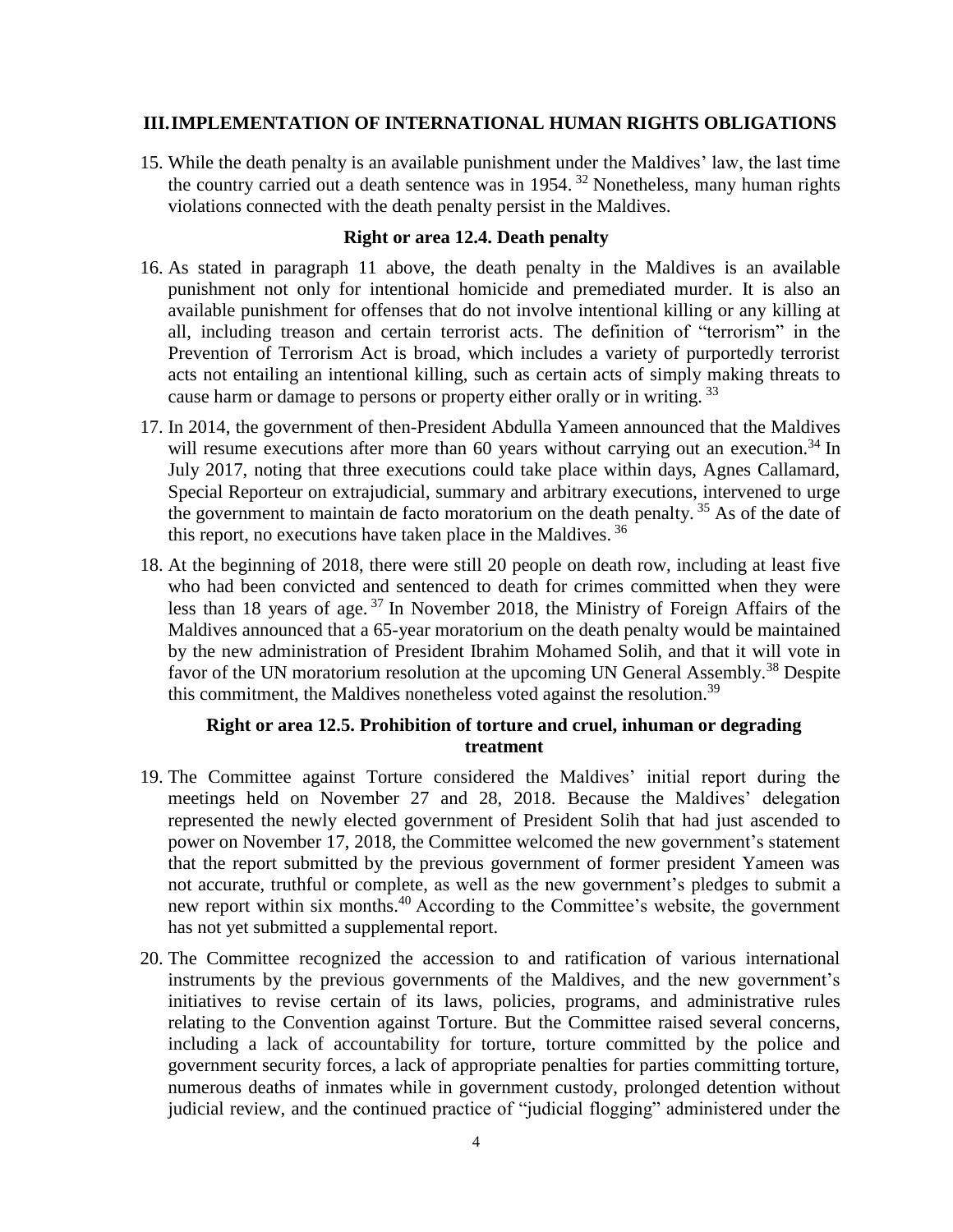## III. IMPLEMENTATION OF INTERNATIONAL HUMAN RIGHTS OBLIGATIONS

15. While the death penalty is an available punishment under the Maldives' law, the last time the country carried out a death sentence was in 1954. [32] Nonetheless, many human rights violations connected with the death penalty persist in the Maldives.

### Right or area 12.4. Death penalty

16. As stated in paragraph 11 above, the death penalty in the Maldives is an available punishment not only for intentional homicide and premediated murder. It is also an available punishment for offenses that do not involve intentional killing or any killing at all, including treason and certain terrorist acts. The definition of "terrorism" in the Prevention of Terrorism Act is broad, which includes a variety of purportedly terrorist acts not entailing an intentional killing, such as certain acts of simply making threats to cause harm or damage to persons or property either orally or in writing. [33]

17. In 2014, the government of then-President Abdulla Yameen announced that the Maldives will resume executions after more than 60 years without carrying out an execution.[34] In July 2017, noting that three executions could take place within days, Agnes Callamard, Special Reporteur on extrajudicial, summary and arbitrary executions, intervened to urge the government to maintain de facto moratorium on the death penalty. [35] As of the date of this report, no executions have taken place in the Maldives. [36]

18. At the beginning of 2018, there were still 20 people on death row, including at least five who had been convicted and sentenced to death for crimes committed when they were less than 18 years of age. [37] In November 2018, the Ministry of Foreign Affairs of the Maldives announced that a 65-year moratorium on the death penalty would be maintained by the new administration of President Ibrahim Mohamed Solih, and that it will vote in favor of the UN moratorium resolution at the upcoming UN General Assembly.[38] Despite this commitment, the Maldives nonetheless voted against the resolution.[39]

### Right or area 12.5. Prohibition of torture and cruel, inhuman or degrading treatment

19. The Committee against Torture considered the Maldives' initial report during the meetings held on November 27 and 28, 2018. Because the Maldives' delegation represented the newly elected government of President Solih that had just ascended to power on November 17, 2018, the Committee welcomed the new government's statement that the report submitted by the previous government of former president Yameen was not accurate, truthful or complete, as well as the new government's pledges to submit a new report within six months.[40] According to the Committee's website, the government has not yet submitted a supplemental report.

20. The Committee recognized the accession to and ratification of various international instruments by the previous governments of the Maldives, and the new government's initiatives to revise certain of its laws, policies, programs, and administrative rules relating to the Convention against Torture. But the Committee raised several concerns, including a lack of accountability for torture, torture committed by the police and government security forces, a lack of appropriate penalties for parties committing torture, numerous deaths of inmates while in government custody, prolonged detention without judicial review, and the continued practice of "judicial flogging" administered under the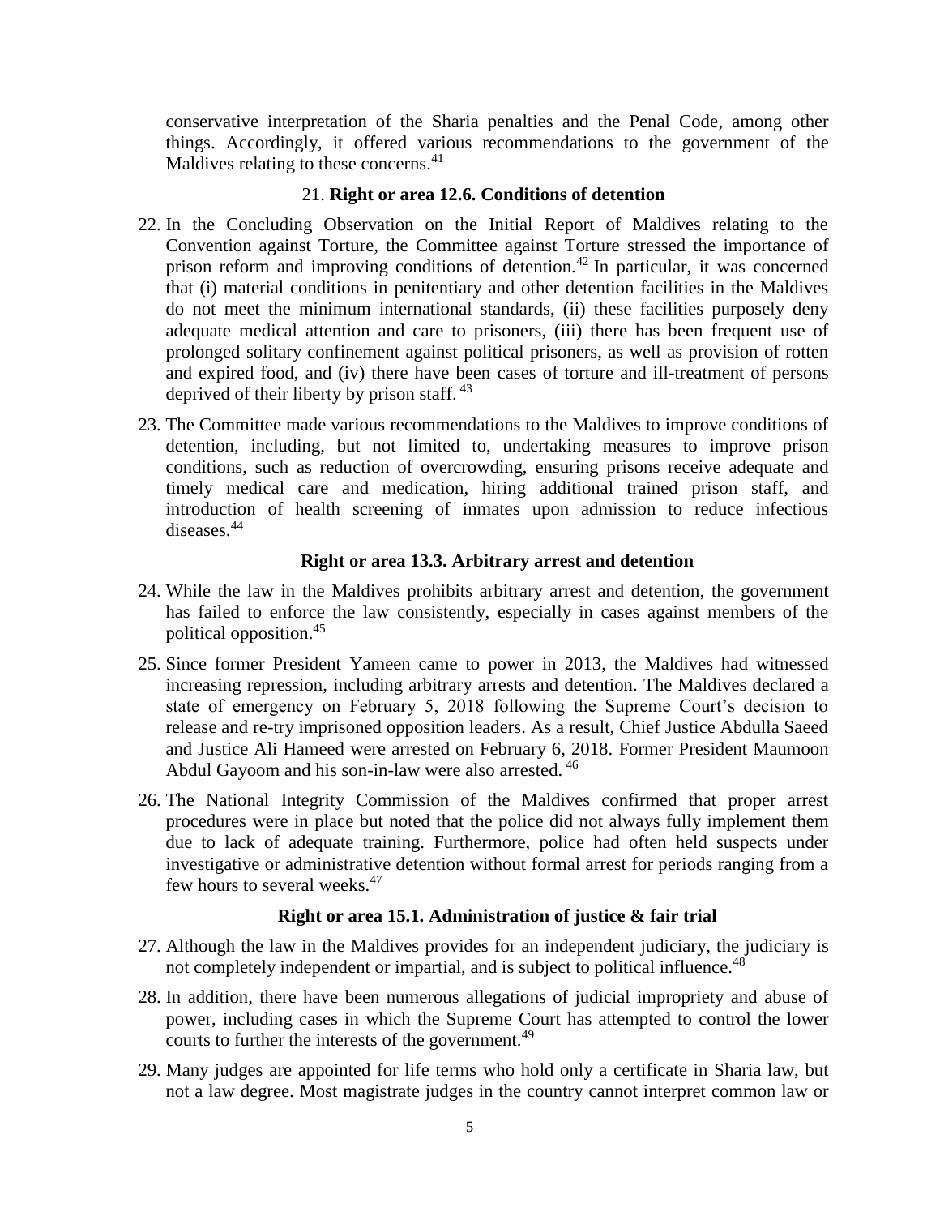conservative interpretation of the Sharia penalties and the Penal Code, among other things. Accordingly, it offered various recommendations to the government of the Maldives relating to these concerns.[41]

### 21. Right or area 12.6. Conditions of detention

22. In the Concluding Observation on the Initial Report of Maldives relating to the Convention against Torture, the Committee against Torture stressed the importance of prison reform and improving conditions of detention.[42] In particular, it was concerned that (i) material conditions in penitentiary and other detention facilities in the Maldives do not meet the minimum international standards, (ii) these facilities purposely deny adequate medical attention and care to prisoners, (iii) there has been frequent use of prolonged solitary confinement against political prisoners, as well as provision of rotten and expired food, and (iv) there have been cases of torture and ill-treatment of persons deprived of their liberty by prison staff.[43]

23. The Committee made various recommendations to the Maldives to improve conditions of detention, including, but not limited to, undertaking measures to improve prison conditions, such as reduction of overcrowding, ensuring prisons receive adequate and timely medical care and medication, hiring additional trained prison staff, and introduction of health screening of inmates upon admission to reduce infectious diseases.[44]

### Right or area 13.3. Arbitrary arrest and detention

24. While the law in the Maldives prohibits arbitrary arrest and detention, the government has failed to enforce the law consistently, especially in cases against members of the political opposition.[45]

25. Since former President Yameen came to power in 2013, the Maldives had witnessed increasing repression, including arbitrary arrests and detention. The Maldives declared a state of emergency on February 5, 2018 following the Supreme Court's decision to release and re-try imprisoned opposition leaders. As a result, Chief Justice Abdulla Saeed and Justice Ali Hameed were arrested on February 6, 2018. Former President Maumoon Abdul Gayoom and his son-in-law were also arrested.[46]

26. The National Integrity Commission of the Maldives confirmed that proper arrest procedures were in place but noted that the police did not always fully implement them due to lack of adequate training. Furthermore, police had often held suspects under investigative or administrative detention without formal arrest for periods ranging from a few hours to several weeks.[47]

### Right or area 15.1. Administration of justice & fair trial

27. Although the law in the Maldives provides for an independent judiciary, the judiciary is not completely independent or impartial, and is subject to political influence.[48]

28. In addition, there have been numerous allegations of judicial impropriety and abuse of power, including cases in which the Supreme Court has attempted to control the lower courts to further the interests of the government.[49]

29. Many judges are appointed for life terms who hold only a certificate in Sharia law, but not a law degree. Most magistrate judges in the country cannot interpret common law or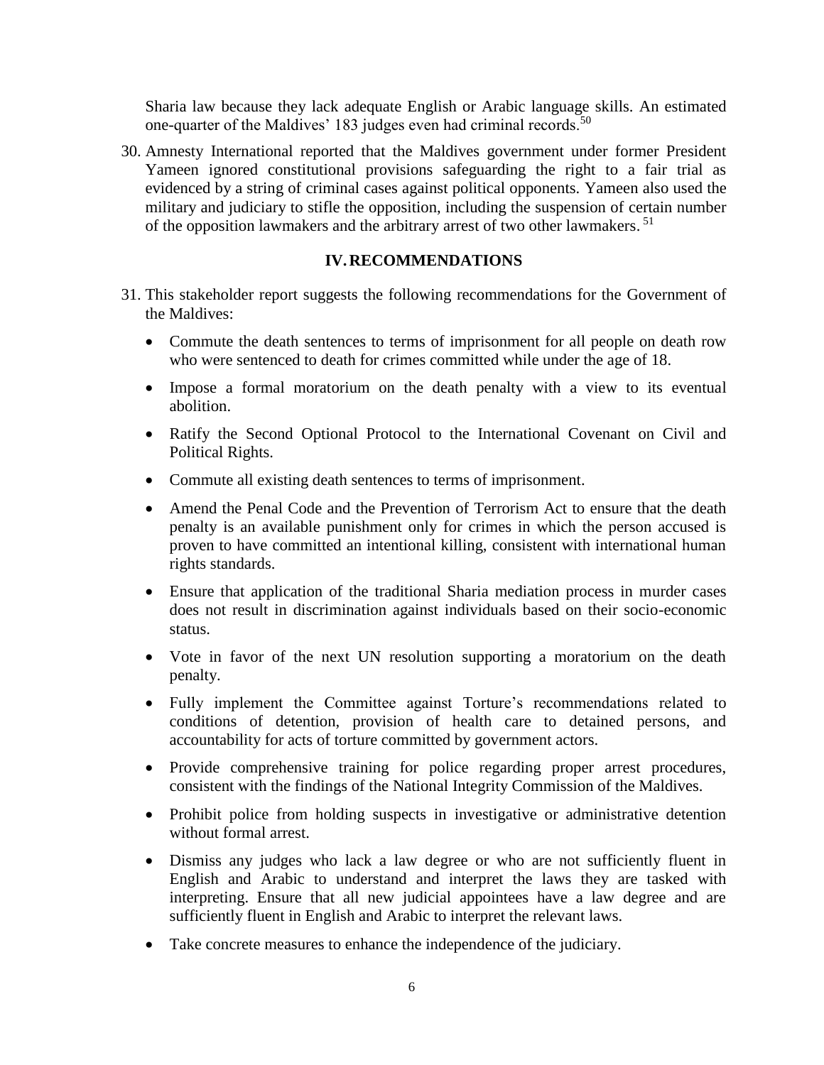Sharia law because they lack adequate English or Arabic language skills. An estimated one-quarter of the Maldives' 183 judges even had criminal records.[50]

30. Amnesty International reported that the Maldives government under former President Yameen ignored constitutional provisions safeguarding the right to a fair trial as evidenced by a string of criminal cases against political opponents. Yameen also used the military and judiciary to stifle the opposition, including the suspension of certain number of the opposition lawmakers and the arbitrary arrest of two other lawmakers.[51]

## IV. RECOMMENDATIONS

31. This stakeholder report suggests the following recommendations for the Government of the Maldives:

    - Commute the death sentences to terms of imprisonment for all people on death row who were sentenced to death for crimes committed while under the age of 18.
    - Impose a formal moratorium on the death penalty with a view to its eventual abolition.
    - Ratify the Second Optional Protocol to the International Covenant on Civil and Political Rights.
    - Commute all existing death sentences to terms of imprisonment.
    - Amend the Penal Code and the Prevention of Terrorism Act to ensure that the death penalty is an available punishment only for crimes in which the person accused is proven to have committed an intentional killing, consistent with international human rights standards.
    - Ensure that application of the traditional Sharia mediation process in murder cases does not result in discrimination against individuals based on their socio-economic status.
    - Vote in favor of the next UN resolution supporting a moratorium on the death penalty.
    - Fully implement the Committee against Torture's recommendations related to conditions of detention, provision of health care to detained persons, and accountability for acts of torture committed by government actors.
    - Provide comprehensive training for police regarding proper arrest procedures, consistent with the findings of the National Integrity Commission of the Maldives.
    - Prohibit police from holding suspects in investigative or administrative detention without formal arrest.
    - Dismiss any judges who lack a law degree or who are not sufficiently fluent in English and Arabic to understand and interpret the laws they are tasked with interpreting. Ensure that all new judicial appointees have a law degree and are sufficiently fluent in English and Arabic to interpret the relevant laws.
    - Take concrete measures to enhance the independence of the judiciary.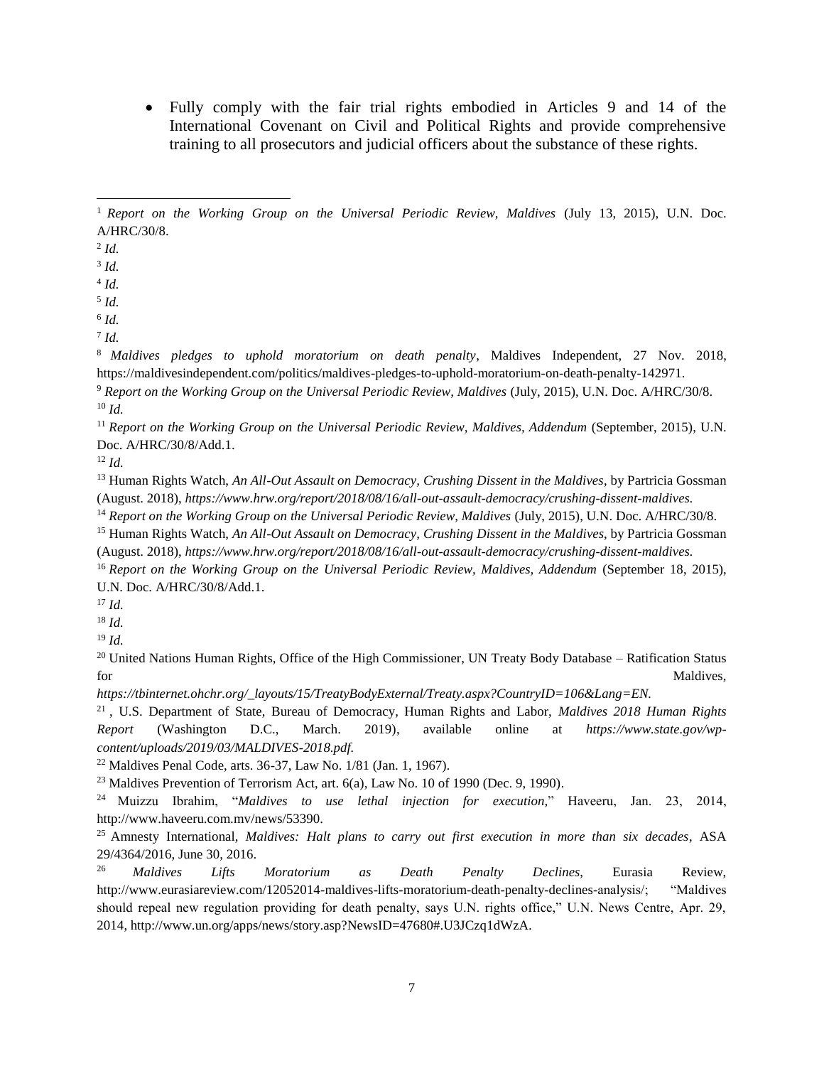- Fully comply with the fair trial rights embodied in Articles 9 and 14 of the International Covenant on Civil and Political Rights and provide comprehensive training to all prosecutors and judicial officers about the substance of these rights.

---

[1] *Report on the Working Group on the Universal Periodic Review, Maldives* (July 13, 2015), U.N. Doc. A/HRC/30/8.

[2] *Id.*

[3] *Id.*

[4] *Id.*

[5] *Id.*

[6] *Id.*

[7] *Id.*

[8] *Maldives pledges to uphold moratorium on death penalty*, Maldives Independent, 27 Nov. 2018, https://maldivesindependent.com/politics/maldives-pledges-to-uphold-moratorium-on-death-penalty-142971.

[9] *Report on the Working Group on the Universal Periodic Review, Maldives* (July, 2015), U.N. Doc. A/HRC/30/8.

[10] *Id.*

[11] *Report on the Working Group on the Universal Periodic Review, Maldives, Addendum* (September, 2015), U.N. Doc. A/HRC/30/8/Add.1.

[12] *Id.*

[13] Human Rights Watch, *An All-Out Assault on Democracy, Crushing Dissent in the Maldives*, by Partricia Gossman (August. 2018), *https://www.hrw.org/report/2018/08/16/all-out-assault-democracy/crushing-dissent-maldives.*

[14] *Report on the Working Group on the Universal Periodic Review, Maldives* (July, 2015), U.N. Doc. A/HRC/30/8.

[15] Human Rights Watch, *An All-Out Assault on Democracy, Crushing Dissent in the Maldives*, by Partricia Gossman (August. 2018), *https://www.hrw.org/report/2018/08/16/all-out-assault-democracy/crushing-dissent-maldives.*

[16] *Report on the Working Group on the Universal Periodic Review, Maldives, Addendum* (September 18, 2015), U.N. Doc. A/HRC/30/8/Add.1.

[17] *Id.*

[18] *Id.*

[19] *Id.*

[20] United Nations Human Rights, Office of the High Commissioner, UN Treaty Body Database – Ratification Status for Maldives, *https://tbinternet.ohchr.org/_layouts/15/TreatyBodyExternal/Treaty.aspx?CountryID=106&Lang=EN.*

[21] , U.S. Department of State, Bureau of Democracy, Human Rights and Labor, *Maldives 2018 Human Rights Report* (Washington D.C., March. 2019), available online at *https://www.state.gov/wp-content/uploads/2019/03/MALDIVES-2018.pdf.*

[22] Maldives Penal Code, arts. 36-37, Law No. 1/81 (Jan. 1, 1967).

[23] Maldives Prevention of Terrorism Act, art. 6(a), Law No. 10 of 1990 (Dec. 9, 1990).

[24] Muizzu Ibrahim, "*Maldives to use lethal injection for execution*," Haveeru, Jan. 23, 2014, http://www.haveeru.com.mv/news/53390.

[25] Amnesty International, *Maldives: Halt plans to carry out first execution in more than six decades*, ASA 29/4364/2016, June 30, 2016.

[26] *Maldives Lifts Moratorium as Death Penalty Declines*, Eurasia Review, http://www.eurasiareview.com/12052014-maldives-lifts-moratorium-death-penalty-declines-analysis/; "Maldives should repeal new regulation providing for death penalty, says U.N. rights office," U.N. News Centre, Apr. 29, 2014, http://www.un.org/apps/news/story.asp?NewsID=47680#.U3JCzq1dWzA.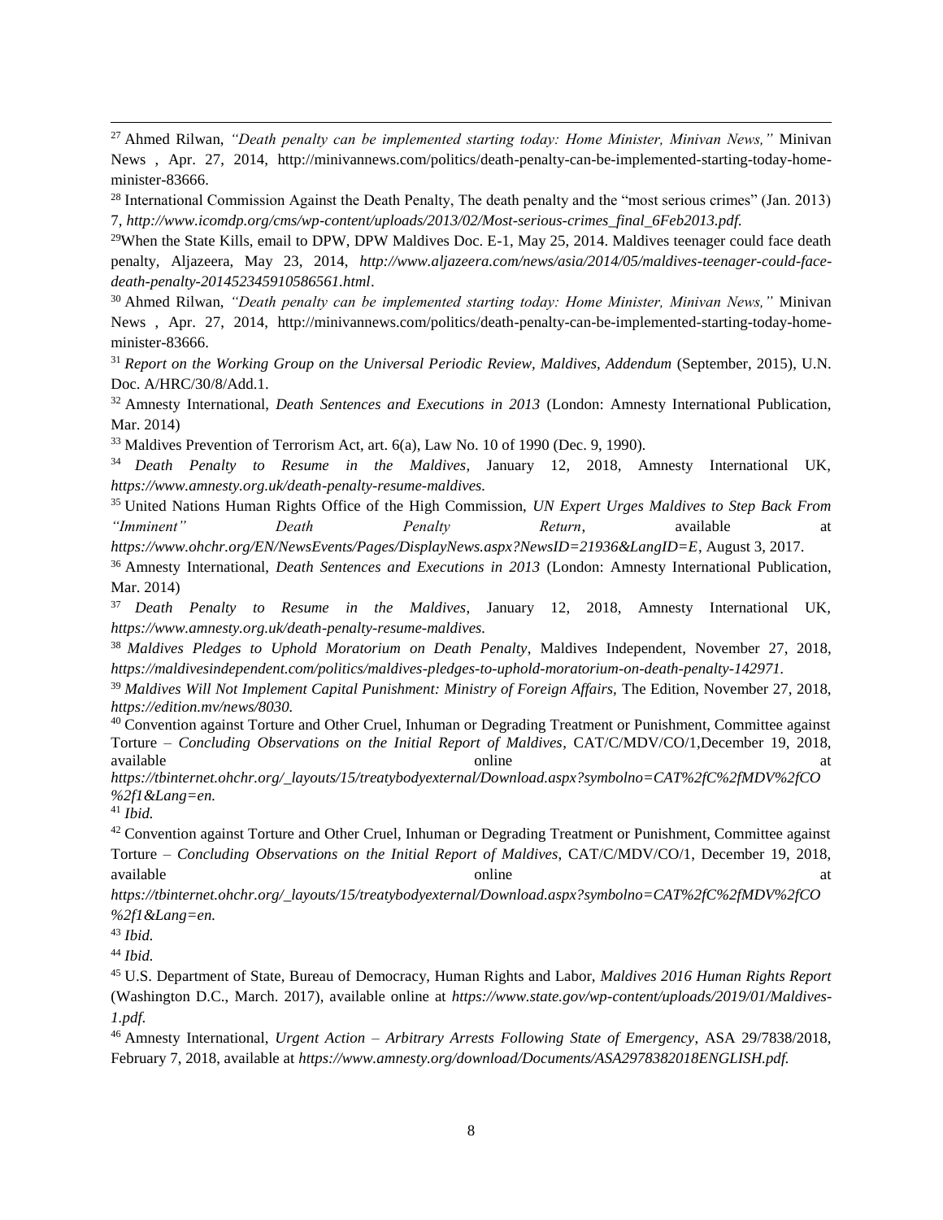[27] Ahmed Rilwan, *"Death penalty can be implemented starting today: Home Minister, Minivan News,"* Minivan News , Apr. 27, 2014, http://minivannews.com/politics/death-penalty-can-be-implemented-starting-today-home-minister-83666.

[28] International Commission Against the Death Penalty, The death penalty and the "most serious crimes" (Jan. 2013) 7, *http://www.icomdp.org/cms/wp-content/uploads/2013/02/Most-serious-crimes_final_6Feb2013.pdf.*

[29] When the State Kills, email to DPW, DPW Maldives Doc. E-1, May 25, 2014. Maldives teenager could face death penalty, Aljazeera, May 23, 2014, *http://www.aljazeera.com/news/asia/2014/05/maldives-teenager-could-face-death-penalty-201452345910586561.html*.

[30] Ahmed Rilwan, *"Death penalty can be implemented starting today: Home Minister, Minivan News,"* Minivan News , Apr. 27, 2014, http://minivannews.com/politics/death-penalty-can-be-implemented-starting-today-home-minister-83666.

[31] *Report on the Working Group on the Universal Periodic Review, Maldives, Addendum* (September, 2015), U.N. Doc. A/HRC/30/8/Add.1.

[32] Amnesty International, *Death Sentences and Executions in 2013* (London: Amnesty International Publication, Mar. 2014)

[33] Maldives Prevention of Terrorism Act, art. 6(a), Law No. 10 of 1990 (Dec. 9, 1990).

[34] *Death Penalty to Resume in the Maldives*, January 12, 2018, Amnesty International UK, *https://www.amnesty.org.uk/death-penalty-resume-maldives.*

[35] United Nations Human Rights Office of the High Commission, *UN Expert Urges Maldives to Step Back From "Imminent" Death Penalty Return*, available at *https://www.ohchr.org/EN/NewsEvents/Pages/DisplayNews.aspx?NewsID=21936&LangID=E*, August 3, 2017.

[36] Amnesty International, *Death Sentences and Executions in 2013* (London: Amnesty International Publication, Mar. 2014)

[37] *Death Penalty to Resume in the Maldives*, January 12, 2018, Amnesty International UK, *https://www.amnesty.org.uk/death-penalty-resume-maldives.*

[38] *Maldives Pledges to Uphold Moratorium on Death Penalty*, Maldives Independent, November 27, 2018, *https://maldivesindependent.com/politics/maldives-pledges-to-uphold-moratorium-on-death-penalty-142971.*

[39] *Maldives Will Not Implement Capital Punishment: Ministry of Foreign Affairs,* The Edition, November 27, 2018, *https://edition.mv/news/8030.*

[40] Convention against Torture and Other Cruel, Inhuman or Degrading Treatment or Punishment, Committee against Torture – *Concluding Observations on the Initial Report of Maldives*, CAT/C/MDV/CO/1,December 19, 2018, available online at *https://tbinternet.ohchr.org/_layouts/15/treatybodyexternal/Download.aspx?symbolno=CAT%2fC%2fMDV%2fCO%2f1&Lang=en.*

[41] *Ibid.*

[42] Convention against Torture and Other Cruel, Inhuman or Degrading Treatment or Punishment, Committee against Torture – *Concluding Observations on the Initial Report of Maldives,* CAT/C/MDV/CO/1, December 19, 2018, available online at *https://tbinternet.ohchr.org/_layouts/15/treatybodyexternal/Download.aspx?symbolno=CAT%2fC%2fMDV%2fCO%2f1&Lang=en.*

[43] *Ibid.*

[44] *Ibid.*

[45] U.S. Department of State, Bureau of Democracy, Human Rights and Labor, *Maldives 2016 Human Rights Report* (Washington D.C., March. 2017), available online at *https://www.state.gov/wp-content/uploads/2019/01/Maldives-1.pdf.*

[46] Amnesty International, *Urgent Action – Arbitrary Arrests Following State of Emergency*, ASA 29/7838/2018, February 7, 2018, available at *https://www.amnesty.org/download/Documents/ASA2978382018ENGLISH.pdf.*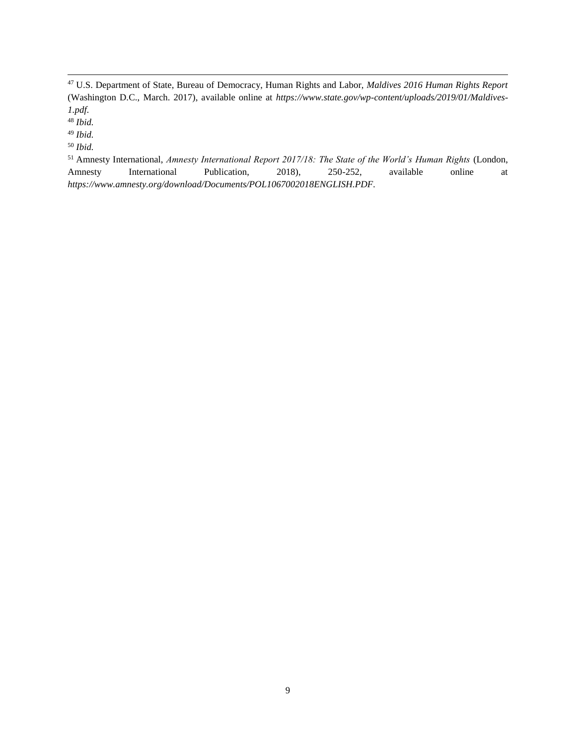[47] U.S. Department of State, Bureau of Democracy, Human Rights and Labor, *Maldives 2016 Human Rights Report* (Washington D.C., March. 2017), available online at *https://www.state.gov/wp-content/uploads/2019/01/Maldives-1.pdf*.

[48] *Ibid.*

[49] *Ibid.*

[50] *Ibid.*

[51] Amnesty International, *Amnesty International Report 2017/18: The State of the World's Human Rights* (London, Amnesty International Publication, 2018), 250-252, available online at *https://www.amnesty.org/download/Documents/POL1067002018ENGLISH.PDF*.